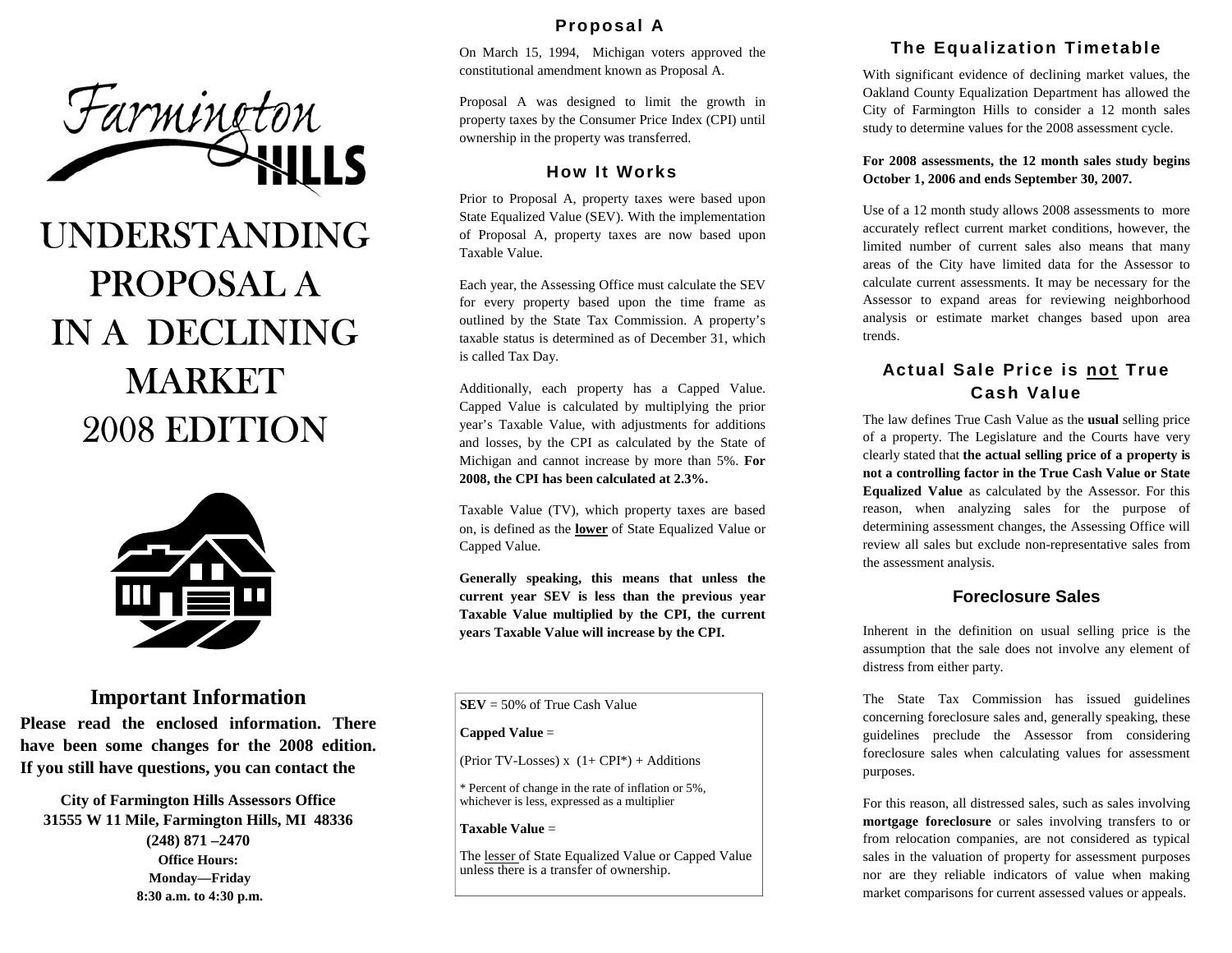Farmington HILLS

# UNDERSTANDING PROPOSAL A IN A DECLINING MARKET 2008 EDITION

## Important Information

**Please read the enclosed information. There have been some changes for the 2008 edition. If you still have questions, you can contact the**

**City of Farmington Hills Assessors Office**
**31555 W 11 Mile, Farmington Hills, MI 48336**
**(248) 871 –2470**
**Office Hours:**
**Monday—Friday**
**8:30 a.m. to 4:30 p.m.**

## Proposal A

On March 15, 1994, Michigan voters approved the constitutional amendment known as Proposal A.

Proposal A was designed to limit the growth in property taxes by the Consumer Price Index (CPI) until ownership in the property was transferred.

## How It Works

Prior to Proposal A, property taxes were based upon State Equalized Value (SEV). With the implementation of Proposal A, property taxes are now based upon Taxable Value.

Each year, the Assessing Office must calculate the SEV for every property based upon the time frame as outlined by the State Tax Commission. A property's taxable status is determined as of December 31, which is called Tax Day.

Additionally, each property has a Capped Value. Capped Value is calculated by multiplying the prior year's Taxable Value, with adjustments for additions and losses, by the CPI as calculated by the State of Michigan and cannot increase by more than 5%. **For 2008, the CPI has been calculated at 2.3%.**

Taxable Value (TV), which property taxes are based on, is defined as the **lower** of State Equalized Value or Capped Value.

**Generally speaking, this means that unless the current year SEV is less than the previous year Taxable Value multiplied by the CPI, the current years Taxable Value will increase by the CPI.**

**SEV** = 50% of True Cash Value

**Capped Value** =

(Prior TV-Losses) x (1+ CPI*) + Additions

\* Percent of change in the rate of inflation or 5%, whichever is less, expressed as a multiplier

**Taxable Value** =

The lesser of State Equalized Value or Capped Value unless there is a transfer of ownership.

## The Equalization Timetable

With significant evidence of declining market values, the Oakland County Equalization Department has allowed the City of Farmington Hills to consider a 12 month sales study to determine values for the 2008 assessment cycle.

**For 2008 assessments, the 12 month sales study begins October 1, 2006 and ends September 30, 2007.**

Use of a 12 month study allows 2008 assessments to more accurately reflect current market conditions, however, the limited number of current sales also means that many areas of the City have limited data for the Assessor to calculate current assessments. It may be necessary for the Assessor to expand areas for reviewing neighborhood analysis or estimate market changes based upon area trends.

## Actual Sale Price is not True Cash Value

The law defines True Cash Value as the **usual** selling price of a property. The Legislature and the Courts have very clearly stated that **the actual selling price of a property is not a controlling factor in the True Cash Value or State Equalized Value** as calculated by the Assessor. For this reason, when analyzing sales for the purpose of determining assessment changes, the Assessing Office will review all sales but exclude non-representative sales from the assessment analysis.

## Foreclosure Sales

Inherent in the definition on usual selling price is the assumption that the sale does not involve any element of distress from either party.

The State Tax Commission has issued guidelines concerning foreclosure sales and, generally speaking, these guidelines preclude the Assessor from considering foreclosure sales when calculating values for assessment purposes.

For this reason, all distressed sales, such as sales involving **mortgage foreclosure** or sales involving transfers to or from relocation companies, are not considered as typical sales in the valuation of property for assessment purposes nor are they reliable indicators of value when making market comparisons for current assessed values or appeals.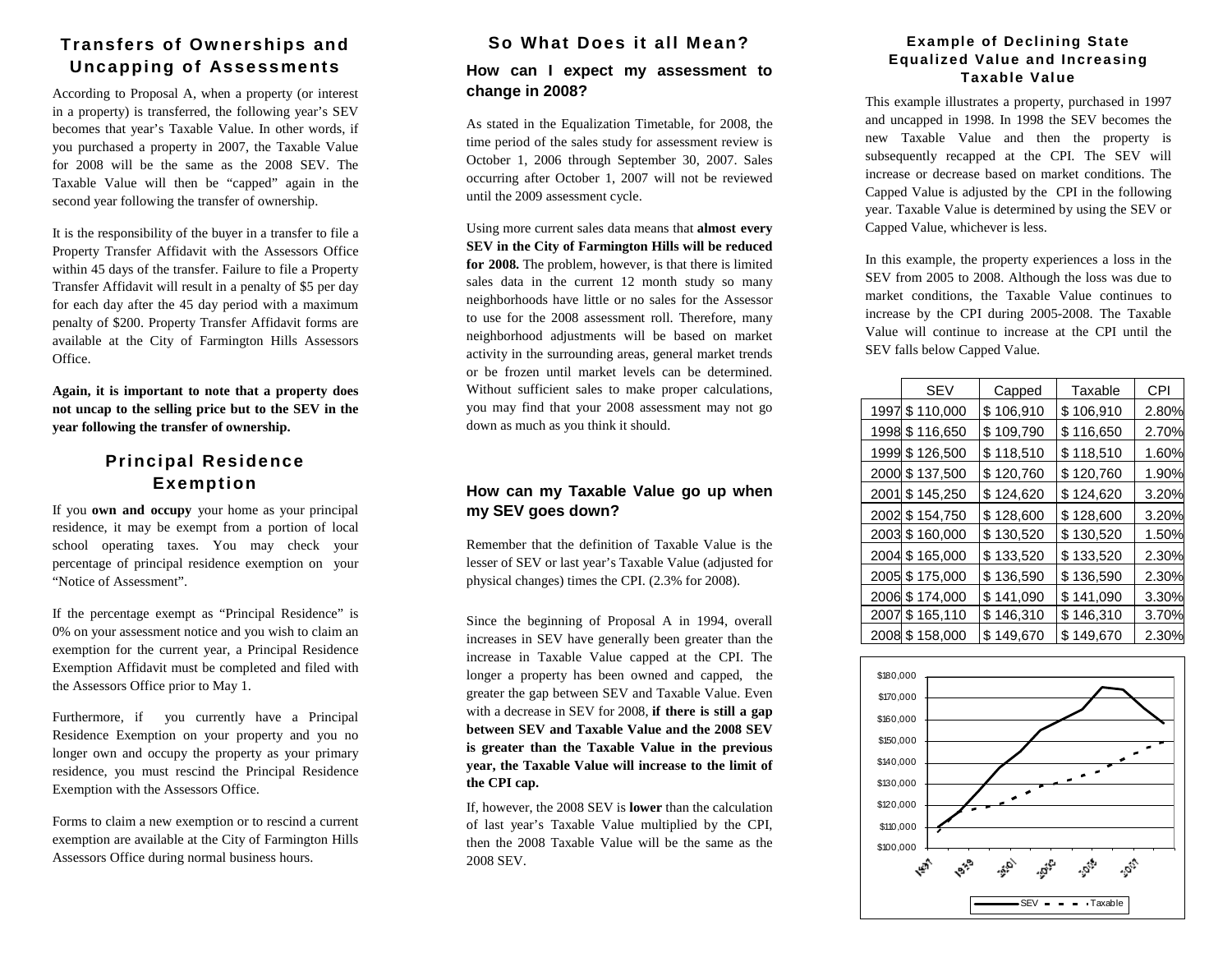## Transfers of Ownerships and Uncapping of Assessments

According to Proposal A, when a property (or interest in a property) is transferred, the following year's SEV becomes that year's Taxable Value. In other words, if you purchased a property in 2007, the Taxable Value for 2008 will be the same as the 2008 SEV. The Taxable Value will then be "capped" again in the second year following the transfer of ownership.

It is the responsibility of the buyer in a transfer to file a Property Transfer Affidavit with the Assessors Office within 45 days of the transfer. Failure to file a Property Transfer Affidavit will result in a penalty of $5 per day for each day after the 45 day period with a maximum penalty of $200. Property Transfer Affidavit forms are available at the City of Farmington Hills Assessors Office.

**Again, it is important to note that a property does not uncap to the selling price but to the SEV in the year following the transfer of ownership.**

## Principal Residence Exemption

If you **own and occupy** your home as your principal residence, it may be exempt from a portion of local school operating taxes. You may check your percentage of principal residence exemption on your "Notice of Assessment".

If the percentage exempt as "Principal Residence" is 0% on your assessment notice and you wish to claim an exemption for the current year, a Principal Residence Exemption Affidavit must be completed and filed with the Assessors Office prior to May 1.

Furthermore, if you currently have a Principal Residence Exemption on your property and you no longer own and occupy the property as your primary residence, you must rescind the Principal Residence Exemption with the Assessors Office.

Forms to claim a new exemption or to rescind a current exemption are available at the City of Farmington Hills Assessors Office during normal business hours.

## So What Does it all Mean?

### How can I expect my assessment to change in 2008?

As stated in the Equalization Timetable, for 2008, the time period of the sales study for assessment review is October 1, 2006 through September 30, 2007. Sales occurring after October 1, 2007 will not be reviewed until the 2009 assessment cycle.

Using more current sales data means that **almost every SEV in the City of Farmington Hills will be reduced for 2008.** The problem, however, is that there is limited sales data in the current 12 month study so many neighborhoods have little or no sales for the Assessor to use for the 2008 assessment roll. Therefore, many neighborhood adjustments will be based on market activity in the surrounding areas, general market trends or be frozen until market levels can be determined. Without sufficient sales to make proper calculations, you may find that your 2008 assessment may not go down as much as you think it should.

### How can my Taxable Value go up when my SEV goes down?

Remember that the definition of Taxable Value is the lesser of SEV or last year's Taxable Value (adjusted for physical changes) times the CPI. (2.3% for 2008).

Since the beginning of Proposal A in 1994, overall increases in SEV have generally been greater than the increase in Taxable Value capped at the CPI. The longer a property has been owned and capped, the greater the gap between SEV and Taxable Value. Even with a decrease in SEV for 2008, **if there is still a gap between SEV and Taxable Value and the 2008 SEV is greater than the Taxable Value in the previous year, the Taxable Value will increase to the limit of the CPI cap.**

If, however, the 2008 SEV is **lower** than the calculation of last year's Taxable Value multiplied by the CPI, then the 2008 Taxable Value will be the same as the 2008 SEV.

### Example of Declining State Equalized Value and Increasing Taxable Value

This example illustrates a property, purchased in 1997 and uncapped in 1998. In 1998 the SEV becomes the new Taxable Value and then the property is subsequently recapped at the CPI. The SEV will increase or decrease based on market conditions. The Capped Value is adjusted by the CPI in the following year. Taxable Value is determined by using the SEV or Capped Value, whichever is less.

In this example, the property experiences a loss in the SEV from 2005 to 2008. Although the loss was due to market conditions, the Taxable Value continues to increase by the CPI during 2005-2008. The Taxable Value will continue to increase at the CPI until the SEV falls below Capped Value.

| | SEV | Capped | Taxable | CPI |
|---|---|---|---|---|
| 1997 | $ 110,000 | $ 106,910 | $ 106,910 | 2.80% |
| 1998 | $ 116,650 | $ 109,790 | $ 116,650 | 2.70% |
| 1999 | $ 126,500 | $ 118,510 | $ 118,510 | 1.60% |
| 2000 | $ 137,500 | $ 120,760 | $ 120,760 | 1.90% |
| 2001 | $ 145,250 | $ 124,620 | $ 124,620 | 3.20% |
| 2002 | $ 154,750 | $ 128,600 | $ 128,600 | 3.20% |
| 2003 | $ 160,000 | $ 130,520 | $ 130,520 | 1.50% |
| 2004 | $ 165,000 | $ 133,520 | $ 133,520 | 2.30% |
| 2005 | $ 175,000 | $ 136,590 | $ 136,590 | 2.30% |
| 2006 | $ 174,000 | $ 141,090 | $ 141,090 | 3.30% |
| 2007 | $ 165,110 | $ 146,310 | $ 146,310 | 3.70% |
| 2008 | $ 158,000 | $ 149,670 | $ 149,670 | 2.30% |

$180,000
$170,000
$160,000
$150,000
$140,000
$130,000
$120,000
$110,000
$100,000
1997
1999
2001
2003
2005
2007
SEV
Taxable